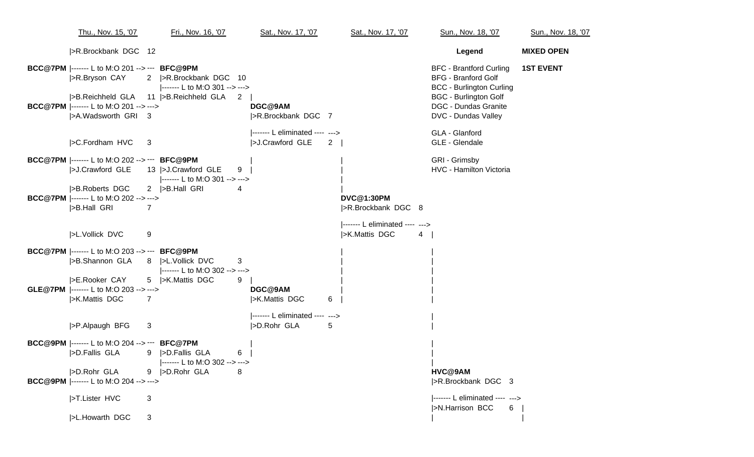**MIXED OPEN**

**1ST EVENT**

**Legend**

- BFC - Brantford Curling
- BFG - Branford Golf
- BCC - Burlington Curling
- BGC - Burlington Golf
- DGC - Dundas Granite
- DVC - Dundas Valley
- GLA - Glanford
- GLE - Glendale
- GRI - Grimsby
- HVC - Hamilton Victoria

| Thu., Nov. 15, '07 | | Fri., Nov. 16, '07 | | Sat., Nov. 17, '07 | | Sat., Nov. 17, '07 | | Sun., Nov. 18, '07 | | Sun., Nov. 18, '07 |
|---|---|---|---|---|---|---|---|---|---|---|
| R.Brockbank DGC | 12 | | | | | | | | | |
| **BCC@7PM** L to M:O 201 | | **BFC@9PM** | | | | | | | | |
| R.Bryson CAY | 2 | R.Brockbank DGC | 10 | | | | | | | |
| | | L to M:O 301 | | | | | | | | |
| B.Reichheld GLA | 11 | B.Reichheld GLA | 2 | | | | | | | |
| **BCC@7PM** L to M:O 201 | | | | **DGC@9AM** | | | | | | |
| A.Wadsworth GRI | 3 | | | R.Brockbank DGC | 7 | | | | | |
| | | | | L eliminated | | | | | | |
| C.Fordham HVC | 3 | | | J.Crawford GLE | 2 | | | | | |
| **BCC@7PM** L to M:O 202 | | **BFC@9PM** | | | | | | | | |
| J.Crawford GLE | 13 | J.Crawford GLE | 9 | | | | | | | |
| | | L to M:O 301 | | | | | | | | |
| B.Roberts DGC | 2 | B.Hall GRI | 4 | | | | | | | |
| **BCC@7PM** L to M:O 202 | | | | | | **DVC@1:30PM** | | | | |
| B.Hall GRI | 7 | | | | | R.Brockbank DGC | 8 | | | |
| | | | | | | L eliminated | | | | |
| L.Vollick DVC | 9 | | | | | K.Mattis DGC | 4 | | | |
| **BCC@7PM** L to M:O 203 | | **BFC@9PM** | | | | | | | | |
| B.Shannon GLA | 8 | L.Vollick DVC | 3 | | | | | | | |
| | | L to M:O 302 | | | | | | | | |
| E.Rooker CAY | 5 | K.Mattis DGC | 9 | | | | | | | |
| **GLE@7PM** L to M:O 203 | | | | **DGC@9AM** | | | | | | |
| K.Mattis DGC | 7 | | | K.Mattis DGC | 6 | | | | | |
| | | | | L eliminated | | | | | | |
| P.Alpaugh BFG | 3 | | | D.Rohr GLA | 5 | | | | | |
| **BCC@9PM** L to M:O 204 | | **BFC@7PM** | | | | | | | | |
| D.Fallis GLA | 9 | D.Fallis GLA | 6 | | | | | | | |
| | | L to M:O 302 | | | | | | | | |
| D.Rohr GLA | 9 | D.Rohr GLA | 8 | | | | | **HVC@9AM** | | |
| **BCC@9PM** L to M:O 204 | | | | | | | | R.Brockbank DGC | 3 | |
| | | | | | | | | L eliminated | | |
| T.Lister HVC | 3 | | | | | | | N.Harrison BCC | 6 | |
| L.Howarth DGC | 3 | | | | | | | | | |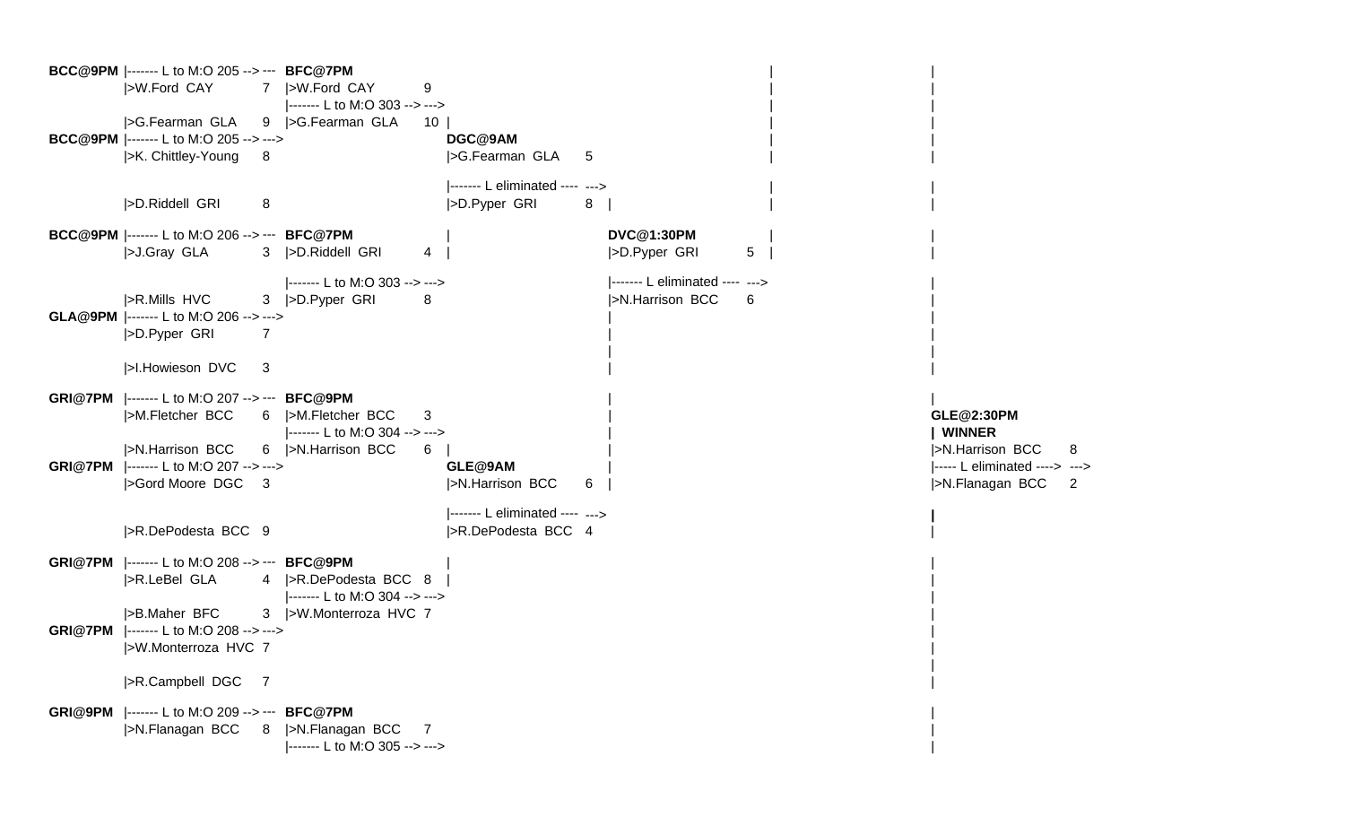```
BCC@9PM  |------- L to M:O 205 --> ---  BFC@7PM
         |>W.Ford  CAY        7   |>W.Ford  CAY       9
                                  |------- L to M:O 303 --> --->
         |>G.Fearman  GLA     9   |>G.Fearman  GLA    10  |
BCC@9PM  |------- L to M:O 205 --> --->                       DGC@9AM
         |>K. Chittley-Young  8                               |>G.Fearman  GLA    5

                                                              |------- L eliminated ----  --->
         |>D.Riddell  GRI     8                               |>D.Pyper  GRI      8   |

BCC@9PM  |------- L to M:O 206 --> ---  BFC@7PM                                           DVC@1:30PM
         |>J.Gray  GLA        3   |>D.Riddell  GRI    4   |                               |>D.Pyper  GRI      5

                                  |------- L to M:O 303 --> --->                          |------- L eliminated ----  --->
         |>R.Mills  HVC       3   |>D.Pyper  GRI      8                                   |>N.Harrison  BCC   6
GLA@9PM  |------- L to M:O 206 --> --->
         |>D.Pyper  GRI       7

         |>I.Howieson  DVC    3

GRI@7PM  |------- L to M:O 207 --> ---  BFC@9PM
         |>M.Fletcher  BCC    6   |>M.Fletcher  BCC   3                                                                GLE@2:30PM
                                  |------- L to M:O 304 --> --->                                                       | WINNER
         |>N.Harrison  BCC    6   |>N.Harrison  BCC   6   |                                                            |>N.Harrison  BCC   8
GRI@7PM  |------- L to M:O 207 --> --->                       GLE@9AM                                                  |----- L eliminated ---->  --->
         |>Gord Moore  DGC    3                               |>N.Harrison  BCC   6   |                                |>N.Flanagan  BCC   2

                                                              |------- L eliminated ----  --->
         |>R.DePodesta  BCC   9                               |>R.DePodesta  BCC  4

GRI@7PM  |------- L to M:O 208 --> ---  BFC@9PM
         |>R.LeBel  GLA       4   |>R.DePodesta  BCC  8   |
                                  |------- L to M:O 304 --> --->
         |>B.Maher  BFC       3   |>W.Monterroza  HVC 7
GRI@7PM  |------- L to M:O 208 --> --->
         |>W.Monterroza  HVC  7

         |>R.Campbell  DGC    7

GRI@9PM  |------- L to M:O 209 --> ---  BFC@7PM
         |>N.Flanagan  BCC    8   |>N.Flanagan  BCC   7
                                  |------- L to M:O 305 --> --->
```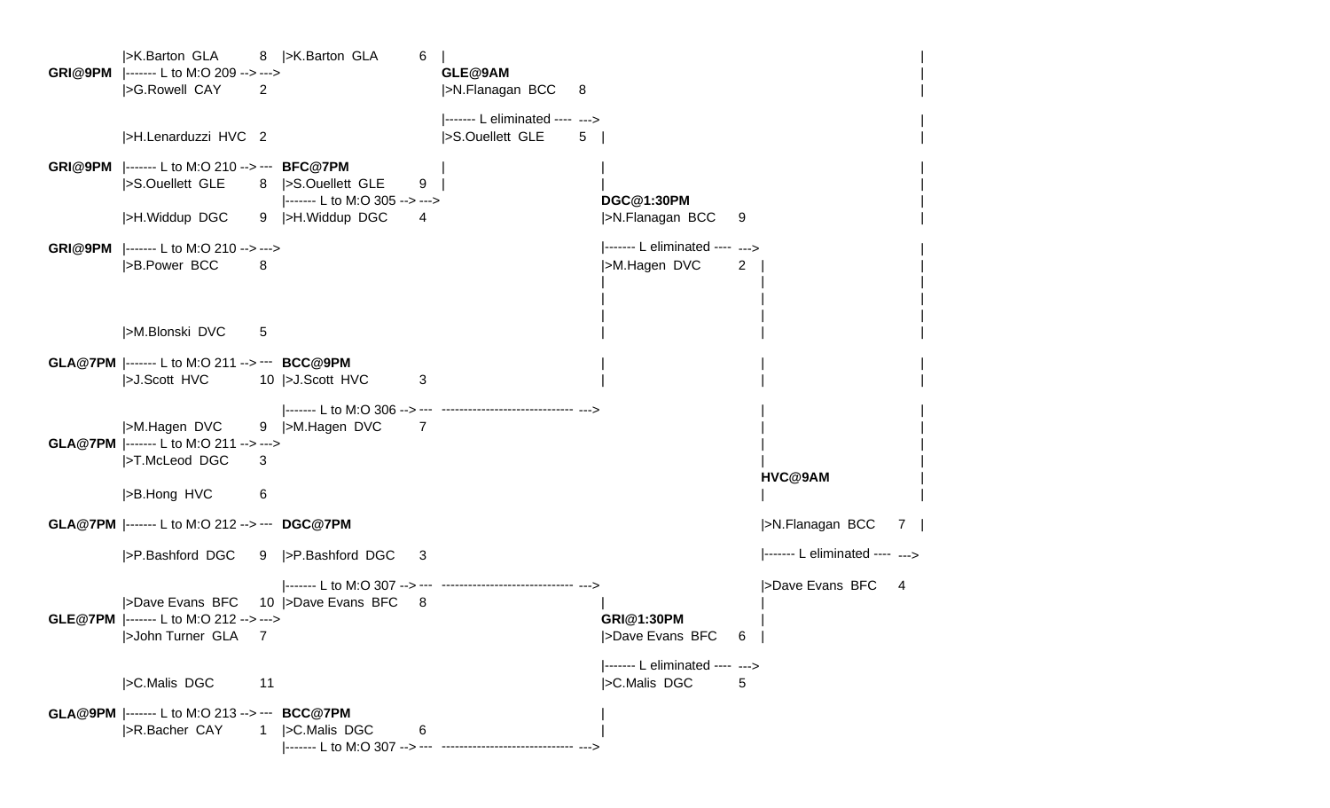```
         |>K.Barton  GLA      8  |>K.Barton  GLA      6  |                                                                              |
GRI@9PM  |------- L to M:O 209 -->--->                  GLE@9AM                                                                         |
         |>G.Rowell  CAY      2                         |>N.Flanagan  BCC    8                                                          |
                                                                                                                                        |
                                                        |------- L eliminated ----  --->                                                |
         |>H.Lenarduzzi  HVC  2                         |>S.Ouellett  GLE    5  |                                                       |

GRI@9PM  |------- L to M:O 210 -->---  BFC@7PM          |                       |                                                       |
         |>S.Ouellett  GLE    8  |>S.Ouellett  GLE    9 |                       |                                                       |
                                 |------- L to M:O 305 -->--->                  DGC@1:30PM                                              |
         |>H.Widdup  DGC      9  |>H.Widdup  DGC      4                         |>N.Flanagan  BCC    9                                |

GRI@9PM  |------- L to M:O 210 -->--->                                          |------- L eliminated ----  --->                          |
         |>B.Power  BCC       8                                                 |>M.Hagen  DVC       2  |                               |
                                                                                |                       |                               |
                                                                                |                       |                               |
                                                                                |                       |                               |
         |>M.Blonski  DVC     5                                                 |                       |                               |

GLA@7PM  |------- L to M:O 211 -->---  BCC@9PM                                  |                       |                               |
         |>J.Scott  HVC      10  |>J.Scott  HVC       3                         |                       |                               |

                                 |------- L to M:O 306 -->---  ------------------------------ --->      |                               |
         |>M.Hagen  DVC       9  |>M.Hagen  DVC       7                                                 |                               |
GLA@7PM  |------- L to M:O 211 -->--->                                                                  |                               |
         |>T.McLeod  DGC      3                                                                         |                               |
                                                                                                        HVC@9AM                         |
         |>B.Hong  HVC        6                                                                         |                               |

GLA@7PM  |------- L to M:O 212 -->---  DGC@7PM                                                          |>N.Flanagan  BCC    7  |

         |>P.Bashford  DGC    9  |>P.Bashford  DGC    3                                                 |------- L eliminated ----  --->

                                 |------- L to M:O 307 -->---  ------------------------------ --->      |>Dave Evans  BFC    4
         |>Dave Evans  BFC   10  |>Dave Evans  BFC    8                         |                       |
GLE@7PM  |------- L to M:O 212 -->--->                                          GRI@1:30PM              |
         |>John Turner  GLA   7                                                 |>Dave Evans  BFC    6  |

                                                                                |------- L eliminated ----  --->
         |>C.Malis  DGC      11                                                 |>C.Malis  DGC       5

GLA@9PM  |------- L to M:O 213 -->---  BCC@7PM                                  |
         |>R.Bacher  CAY      1  |>C.Malis  DGC       6                         |
                                 |------- L to M:O 307 -->---  ------------------------------ --->
```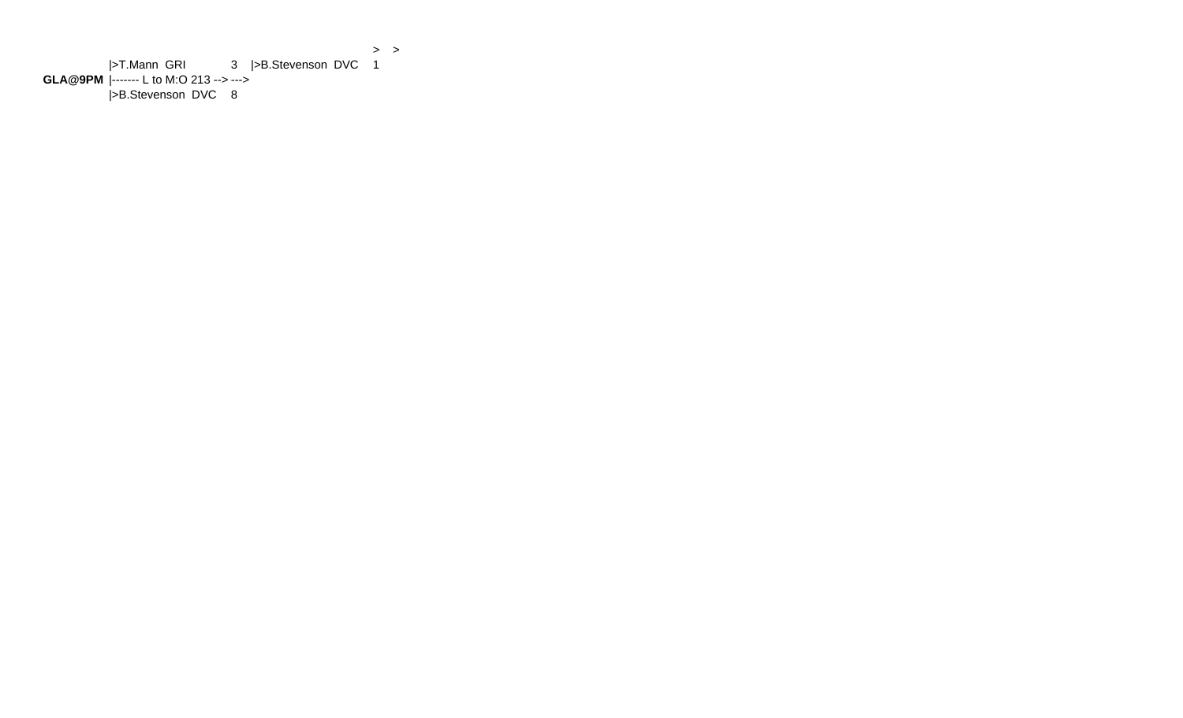```
                                              >   >
          |>T.Mann  GRI        3    |>B.Stevenson  DVC    1
GLA@9PM   |------- L to M:O 213 --> --->
          |>B.Stevenson  DVC   8
```